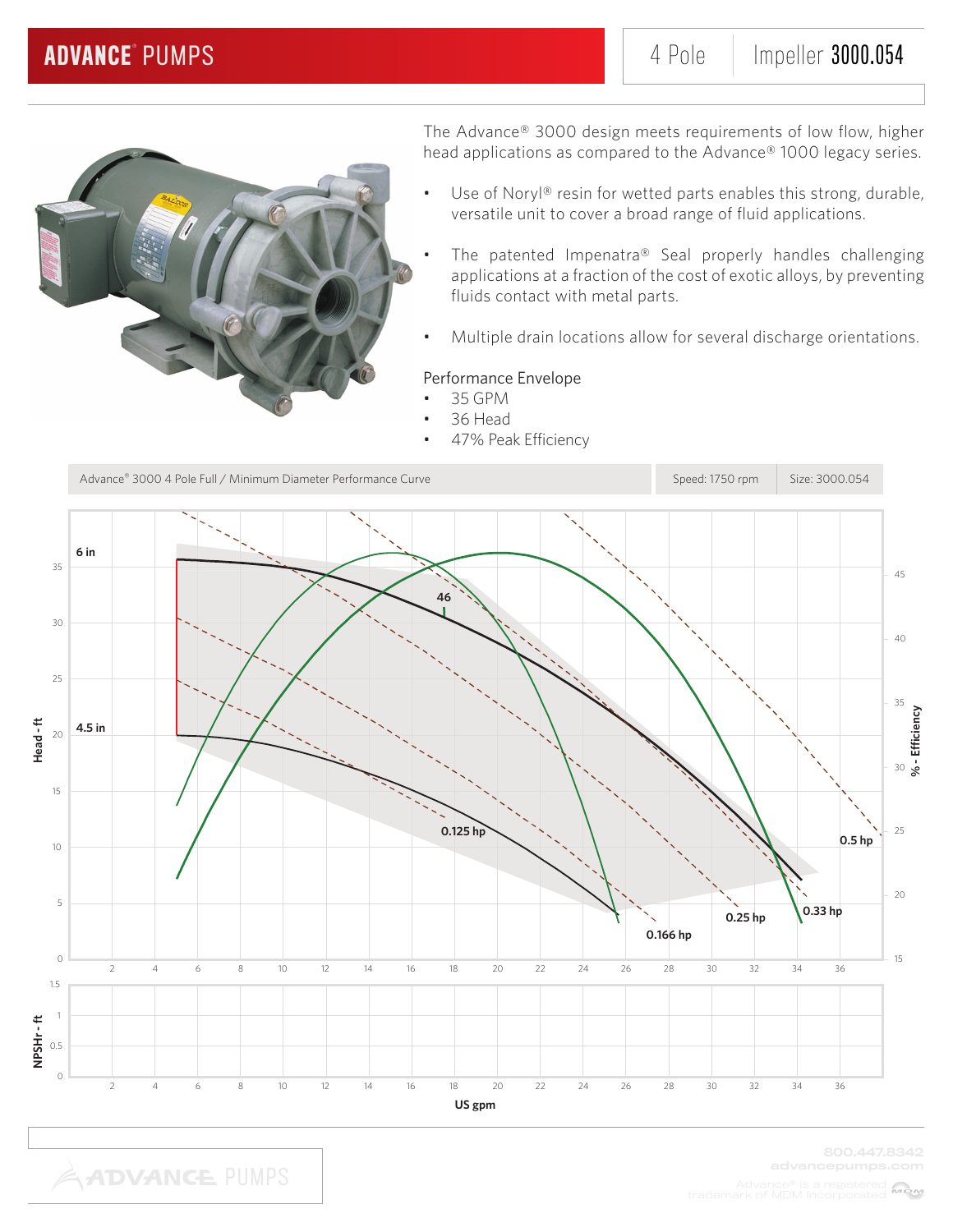# ADVANCE® PUMPS

4 Pole | Impeller **3000.054**

The Advance® 3000 design meets requirements of low flow, higher head applications as compared to the Advance® 1000 legacy series.

- Use of Noryl® resin for wetted parts enables this strong, durable, versatile unit to cover a broad range of fluid applications.
- The patented Impenatra® Seal properly handles challenging applications at a fraction of the cost of exotic alloys, by preventing fluids contact with metal parts.
- Multiple drain locations allow for several discharge orientations.

Performance Envelope

- 35 GPM
- 36 Head
- 47% Peak Efficiency

| Advance® 3000 4 Pole Full / Minimum Diameter Performance Curve | Speed: 1750 rpm | Size: 3000.054 |
|---|---|---|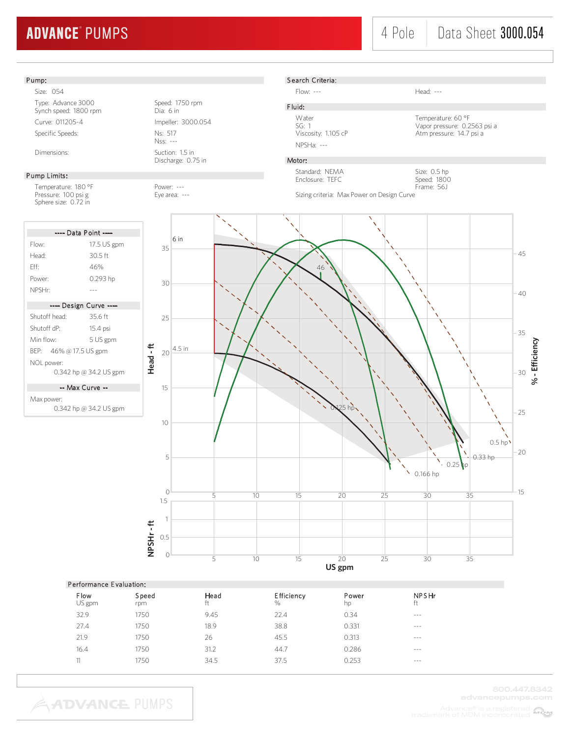# ADVANCE PUMPS

4 Pole | Data Sheet **3000.054**

## Pump:

Size: 054

| | |
|---|---|
| Type: Advance 3000 | Speed: 1750 rpm |
| Synch speed: 1800 rpm | Dia: 6 in |
| Curve: 011205-4 | Impeller: 3000.054 |
| Specific Speeds: | Ns: 517 |
| | Nss: --- |
| Dimensions: | Suction: 1.5 in |
| | Discharge: 0.75 in |

## Pump Limits:

| | |
|---|---|
| Temperature: 180 °F | Power: --- |
| Pressure: 100 psi g | Eye area: --- |
| Sphere size: 0.72 in | |

## Search Criteria:

| | |
|---|---|
| Flow: --- | Head: --- |

## Fluid:

| | |
|---|---|
| Water | Temperature: 60 °F |
| SG: 1 | Vapor pressure: 0.2563 psi a |
| Viscosity: 1.105 cP | Atm pressure: 14.7 psi a |
| NPSHa: --- | |

## Motor:

| | |
|---|---|
| Standard: NEMA | Size: 0.5 hp |
| Enclosure: TEFC | Speed: 1800 |
| | Frame: 56J |

Sizing criteria: Max Power on Design Curve

---- Data Point ----

| | |
|---|---|
| Flow: | 17.5 US gpm |
| Head: | 30.5 ft |
| Eff: | 46% |
| Power: | 0.293 hp |
| NPSHr: | --- |

---- Design Curve ----

| | |
|---|---|
| Shutoff head: | 35.6 ft |
| Shutoff dP: | 15.4 psi |
| Min flow: | 5 US gpm |
| BEP: | 46% @ 17.5 US gpm |
| NOL power: | 0.342 hp @ 34.2 US gpm |

-- Max Curve --

| | |
|---|---|
| Max power: | 0.342 hp @ 34.2 US gpm |

## Performance Evaluation:

| Flow<br>US gpm | Speed<br>rpm | Head<br>ft | Efficiency<br>% | Power<br>hp | NPSHr<br>ft |
|---|---|---|---|---|---|
| 32.9 | 1750 | 9.45 | 22.4 | 0.34 | --- |
| 27.4 | 1750 | 18.9 | 38.8 | 0.331 | --- |
| 21.9 | 1750 | 26 | 45.5 | 0.313 | --- |
| 16.4 | 1750 | 31.2 | 44.7 | 0.286 | --- |
| 11 | 1750 | 34.5 | 37.5 | 0.253 | --- |

800.447.8342
advancepumps.com
Advance® is a registered trademark of MDM Incorporated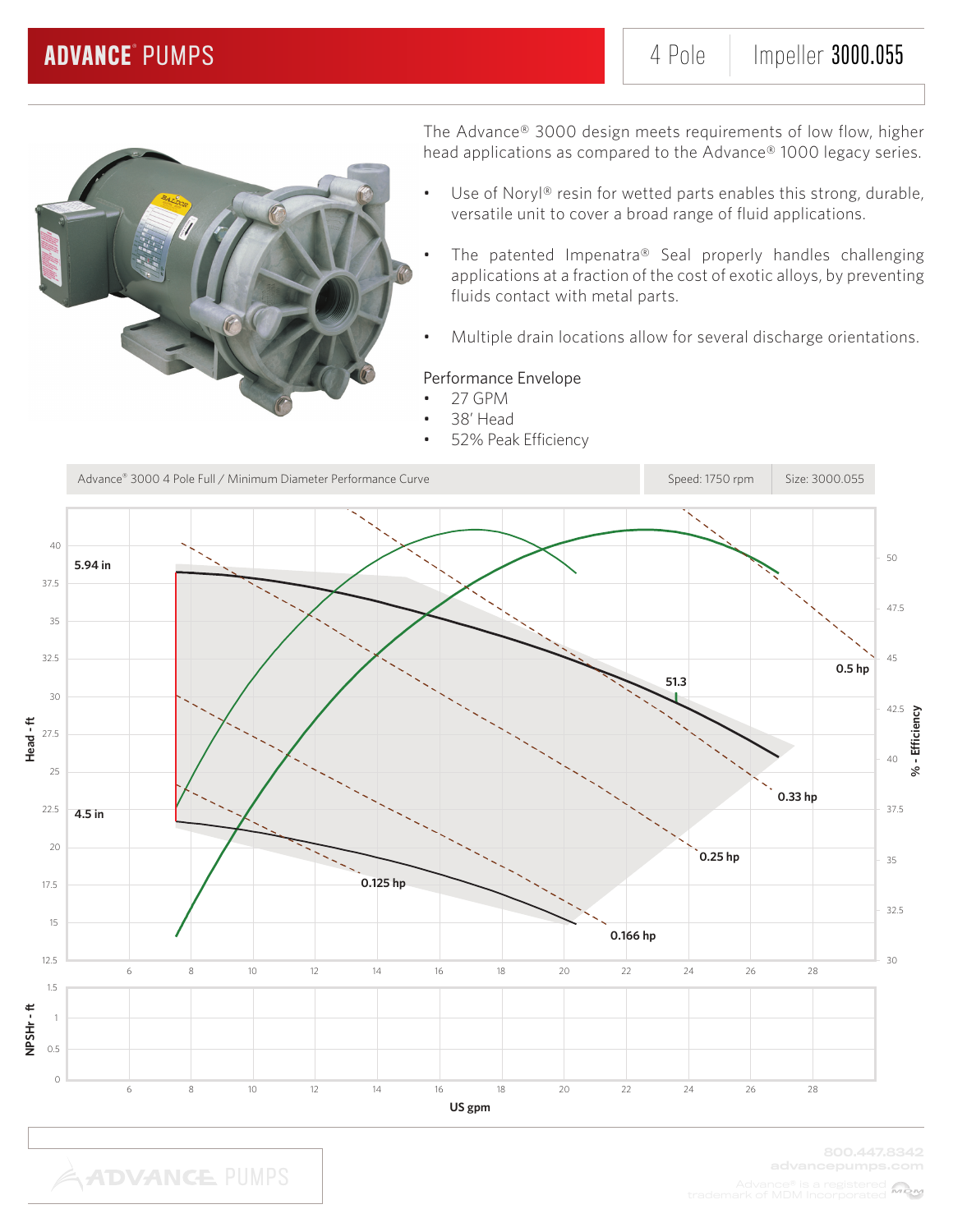# ADVANCE® PUMPS

4 Pole | Impeller **3000.055**

The Advance® 3000 design meets requirements of low flow, higher head applications as compared to the Advance® 1000 legacy series.

- Use of Noryl® resin for wetted parts enables this strong, durable, versatile unit to cover a broad range of fluid applications.
- The patented Impenatra® Seal properly handles challenging applications at a fraction of the cost of exotic alloys, by preventing fluids contact with metal parts.
- Multiple drain locations allow for several discharge orientations.

Performance Envelope

- 27 GPM
- 38' Head
- 52% Peak Efficiency

| Advance® 3000 4 Pole Full / Minimum Diameter Performance Curve | Speed: 1750 rpm | Size: 3000.055 |
|---|---|---|

Head - ft: 12.5, 15, 17.5, 20, 22.5, 25, 27.5, 30, 32.5, 35, 37.5, 40

% - Efficiency: 30, 32.5, 35, 37.5, 40, 42.5, 45, 47.5, 50

Curve labels: 5.94 in, 4.5 in, 51.3, 0.5 hp, 0.33 hp, 0.25 hp, 0.166 hp, 0.125 hp

NPSHr - ft: 0, 0.5, 1, 1.5

US gpm: 6, 8, 10, 12, 14, 16, 18, 20, 22, 24, 26, 28

ADVANCE PUMPS

800.447.8342
advancepumps.com

Advance® is a registered trademark of MDM Incorporated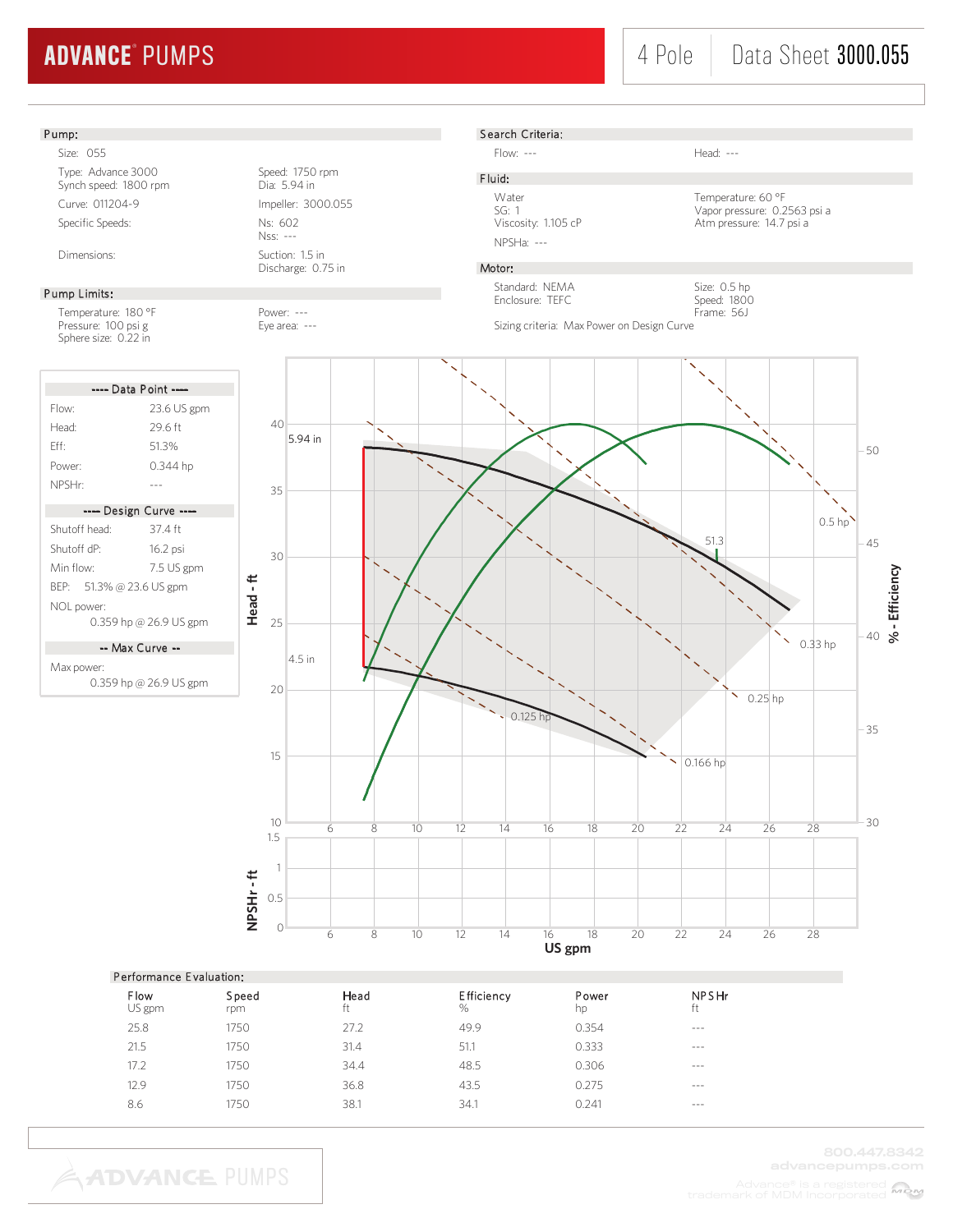# ADVANCE® PUMPS

4 Pole | Data Sheet **3000.055**

## Pump:

Size: 055

| | |
|---|---|
| Type: Advance 3000<br>Synch speed: 1800 rpm | Speed: 1750 rpm<br>Dia: 5.94 in |
| Curve: 011204-9 | Impeller: 3000.055 |
| Specific Speeds: | Ns: 602<br>Nss: --- |
| Dimensions: | Suction: 1.5 in<br>Discharge: 0.75 in |

## Pump Limits:

| | |
|---|---|
| Temperature: 180 °F<br>Pressure: 100 psi g<br>Sphere size: 0.22 in | Power: ---<br>Eye area: --- |

## Search Criteria:

| | |
|---|---|
| Flow: --- | Head: --- |

## Fluid:

| | |
|---|---|
| Water<br>SG: 1<br>Viscosity: 1.105 cP | Temperature: 60 °F<br>Vapor pressure: 0.2563 psi a<br>Atm pressure: 14.7 psi a |

NPSHa: ---

## Motor:

| | |
|---|---|
| Standard: NEMA<br>Enclosure: TEFC | Size: 0.5 hp<br>Speed: 1800<br>Frame: 56J |

Sizing criteria: Max Power on Design Curve

### ---- Data Point ----

| | |
|---|---|
| Flow: | 23.6 US gpm |
| Head: | 29.6 ft |
| Eff: | 51.3% |
| Power: | 0.344 hp |
| NPSHr: | --- |

### ---- Design Curve ----

| | |
|---|---|
| Shutoff head: | 37.4 ft |
| Shutoff dP: | 16.2 psi |
| Min flow: | 7.5 US gpm |
| BEP: | 51.3% @ 23.6 US gpm |
| NOL power: | 0.359 hp @ 26.9 US gpm |

### -- Max Curve --

Max power: 0.359 hp @ 26.9 US gpm

## Performance Evaluation:

| Flow<br>US gpm | Speed<br>rpm | Head<br>ft | Efficiency<br>% | Power<br>hp | NPSHr<br>ft |
|---|---|---|---|---|---|
| 25.8 | 1750 | 27.2 | 49.9 | 0.354 | --- |
| 21.5 | 1750 | 31.4 | 51.1 | 0.333 | --- |
| 17.2 | 1750 | 34.4 | 48.5 | 0.306 | --- |
| 12.9 | 1750 | 36.8 | 43.5 | 0.275 | --- |
| 8.6 | 1750 | 38.1 | 34.1 | 0.241 | --- |

800.447.8342
advancepumps.com
Advance® is a registered trademark of MDM Incorporated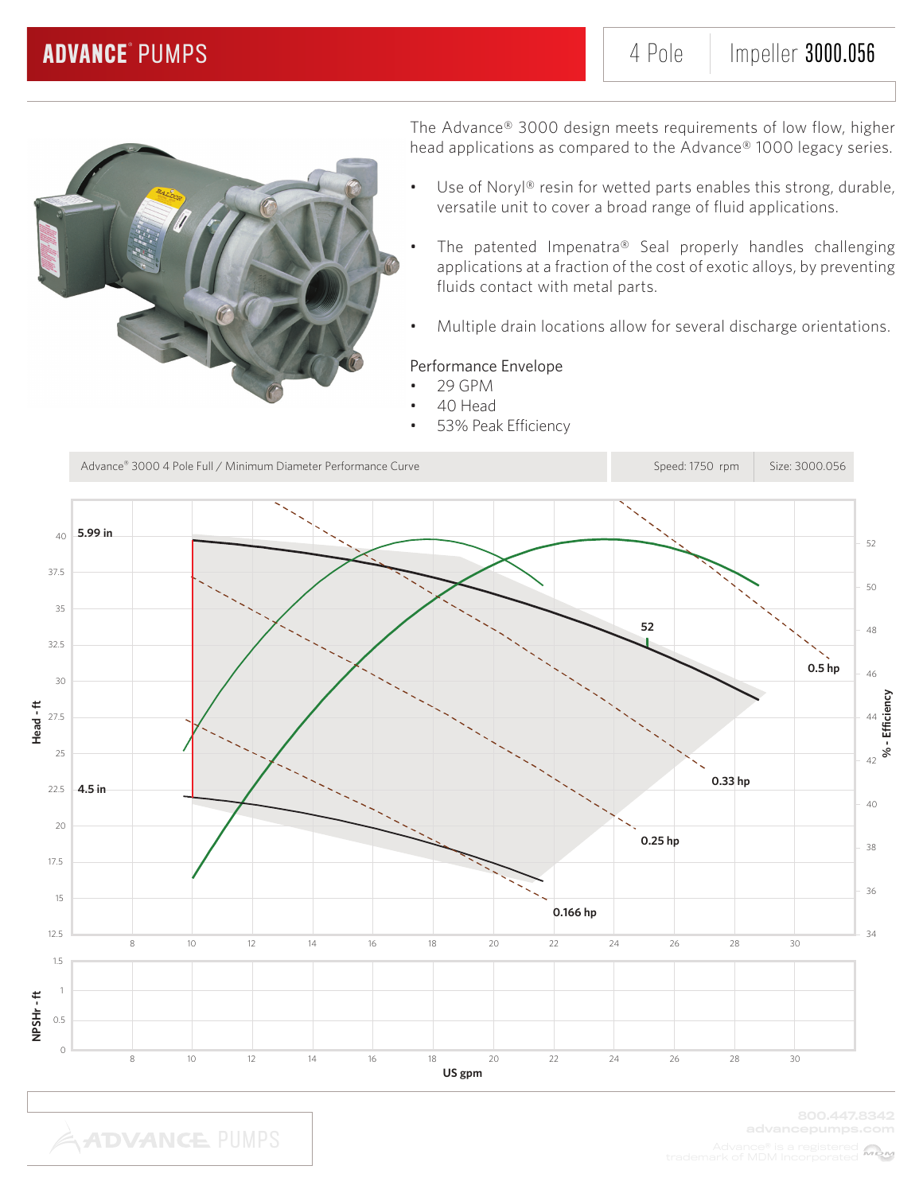# ADVANCE® PUMPS

4 Pole | Impeller **3000.056**

The Advance® 3000 design meets requirements of low flow, higher head applications as compared to the Advance® 1000 legacy series.

- Use of Noryl® resin for wetted parts enables this strong, durable, versatile unit to cover a broad range of fluid applications.
- The patented Impenatra® Seal properly handles challenging applications at a fraction of the cost of exotic alloys, by preventing fluids contact with metal parts.
- Multiple drain locations allow for several discharge orientations.

Performance Envelope

- 29 GPM
- 40 Head
- 53% Peak Efficiency

Advance® 3000 4 Pole Full / Minimum Diameter Performance Curve | Speed: 1750 rpm | Size: 3000.056

5.99 in

4.5 in

52

0.5 hp

0.33 hp

0.25 hp

0.166 hp

Head - ft

% - Efficiency

NPSHr - ft

US gpm

800.447.8342
advancepumps.com

Advance® is a registered trademark of MDM Incorporated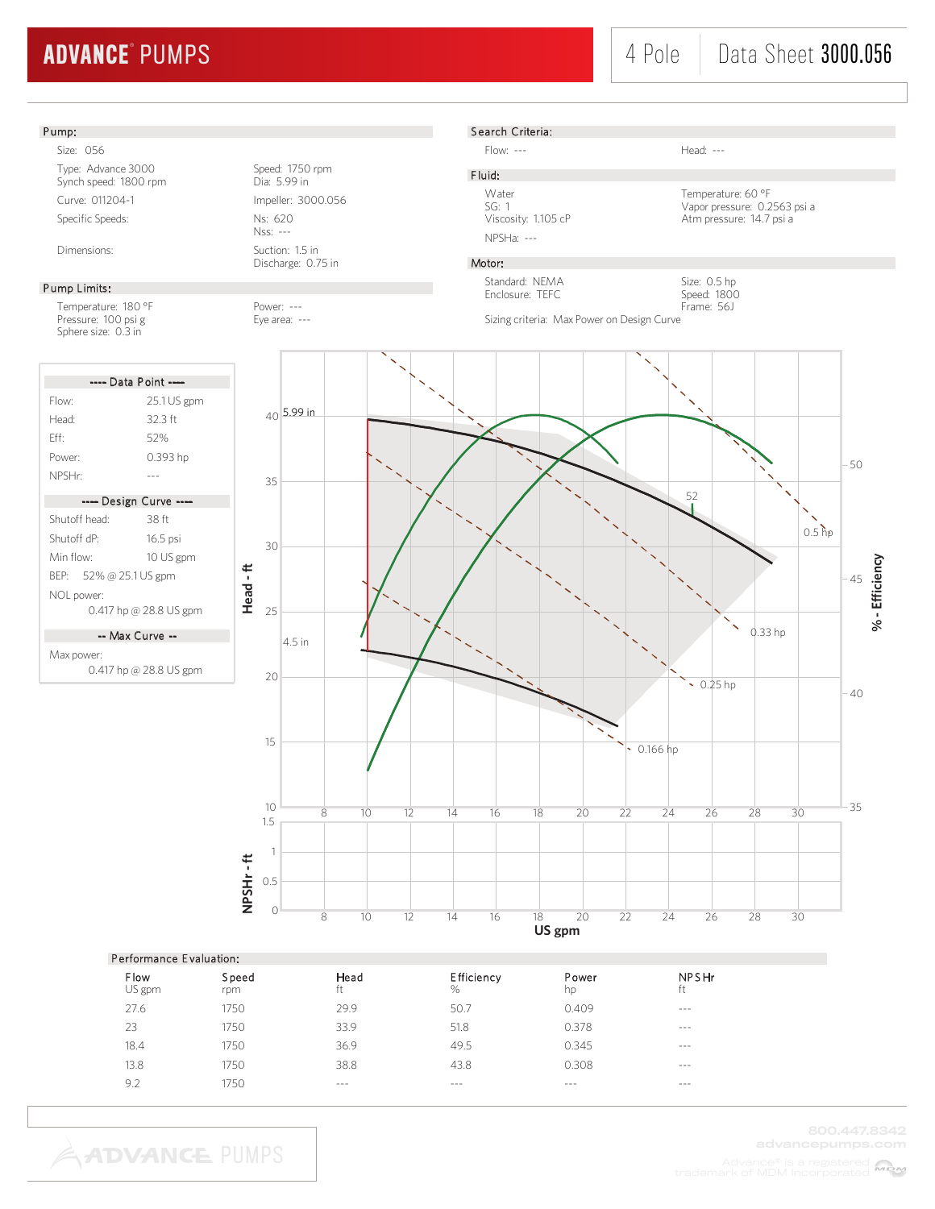# ADVANCE® PUMPS

4 Pole | Data Sheet **3000.056**

## Pump:

Size: 056

Type: Advance 3000
Synch speed: 1800 rpm

Speed: 1750 rpm
Dia: 5.99 in

Curve: 011204-1

Impeller: 3000.056

Specific Speeds:

Ns: 620
Nss: ---

Dimensions:

Suction: 1.5 in
Discharge: 0.75 in

## Pump Limits:

Temperature: 180 °F
Pressure: 100 psi g
Sphere size: 0.3 in

Power: ---
Eye area: ---

## Search Criteria:

Flow: ---

Head: ---

## Fluid:

Water
SG: 1
Viscosity: 1.105 cP

Temperature: 60 °F
Vapor pressure: 0.2563 psi a
Atm pressure: 14.7 psi a

NPSHa: ---

## Motor:

Standard: NEMA
Enclosure: TEFC

Size: 0.5 hp
Speed: 1800
Frame: 56J

Sizing criteria: Max Power on Design Curve

### ---- Data Point ----

| | |
|---|---|
| Flow: | 25.1 US gpm |
| Head: | 32.3 ft |
| Eff: | 52% |
| Power: | 0.393 hp |
| NPSHr: | --- |

### ---- Design Curve ----

| | |
|---|---|
| Shutoff head: | 38 ft |
| Shutoff dP: | 16.5 psi |
| Min flow: | 10 US gpm |
| BEP: | 52% @ 25.1 US gpm |
| NOL power: | 0.417 hp @ 28.8 US gpm |

### -- Max Curve --

Max power:
0.417 hp @ 28.8 US gpm

5.99 in
4.5 in
52
0.5 hp
0.33 hp
0.25 hp
0.166 hp
Head - ft
% - Efficiency
NPSHr - ft
US gpm

## Performance Evaluation:

| Flow<br>US gpm | Speed<br>rpm | Head<br>ft | Efficiency<br>% | Power<br>hp | NPSHr<br>ft |
|---|---|---|---|---|---|
| 27.6 | 1750 | 29.9 | 50.7 | 0.409 | --- |
| 23 | 1750 | 33.9 | 51.8 | 0.378 | --- |
| 18.4 | 1750 | 36.9 | 49.5 | 0.345 | --- |
| 13.8 | 1750 | 38.8 | 43.8 | 0.308 | --- |
| 9.2 | 1750 | --- | --- | --- | --- |

ADVANCE PUMPS

800.447.8342
advancepumps.com
Advance® is a registered trademark of MDM Incorporated